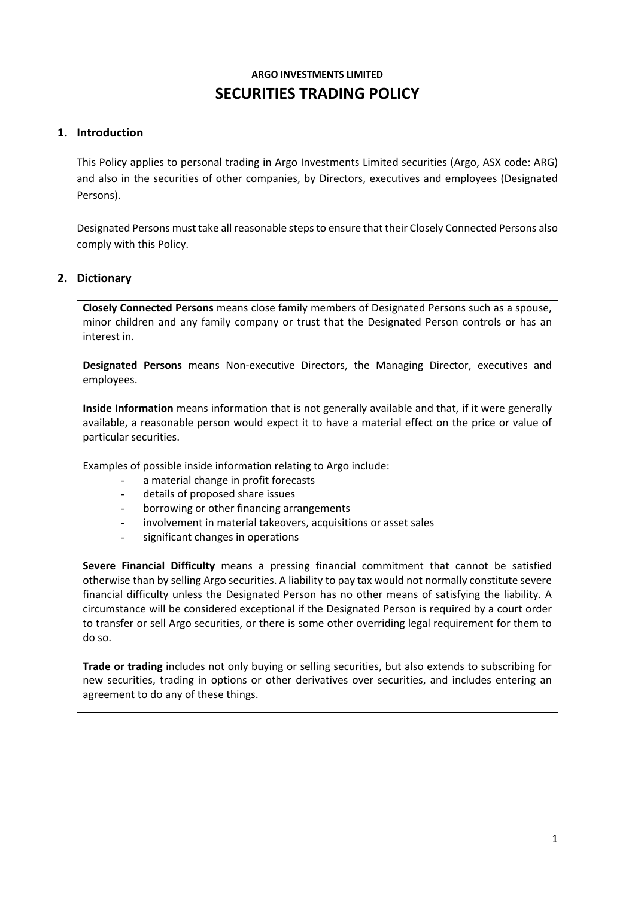**ARGO INVESTMENTS LIMITED**

# SECURITIES TRADING POLICY

## 1. Introduction

This Policy applies to personal trading in Argo Investments Limited securities (Argo, ASX code: ARG) and also in the securities of other companies, by Directors, executives and employees (Designated Persons).

Designated Persons must take all reasonable steps to ensure that their Closely Connected Persons also comply with this Policy.

## 2. Dictionary

**Closely Connected Persons** means close family members of Designated Persons such as a spouse, minor children and any family company or trust that the Designated Person controls or has an interest in.

**Designated Persons** means Non-executive Directors, the Managing Director, executives and employees.

**Inside Information** means information that is not generally available and that, if it were generally available, a reasonable person would expect it to have a material effect on the price or value of particular securities.

Examples of possible inside information relating to Argo include:

- a material change in profit forecasts
- details of proposed share issues
- borrowing or other financing arrangements
- involvement in material takeovers, acquisitions or asset sales
- significant changes in operations

**Severe Financial Difficulty** means a pressing financial commitment that cannot be satisfied otherwise than by selling Argo securities. A liability to pay tax would not normally constitute severe financial difficulty unless the Designated Person has no other means of satisfying the liability. A circumstance will be considered exceptional if the Designated Person is required by a court order to transfer or sell Argo securities, or there is some other overriding legal requirement for them to do so.

**Trade or trading** includes not only buying or selling securities, but also extends to subscribing for new securities, trading in options or other derivatives over securities, and includes entering an agreement to do any of these things.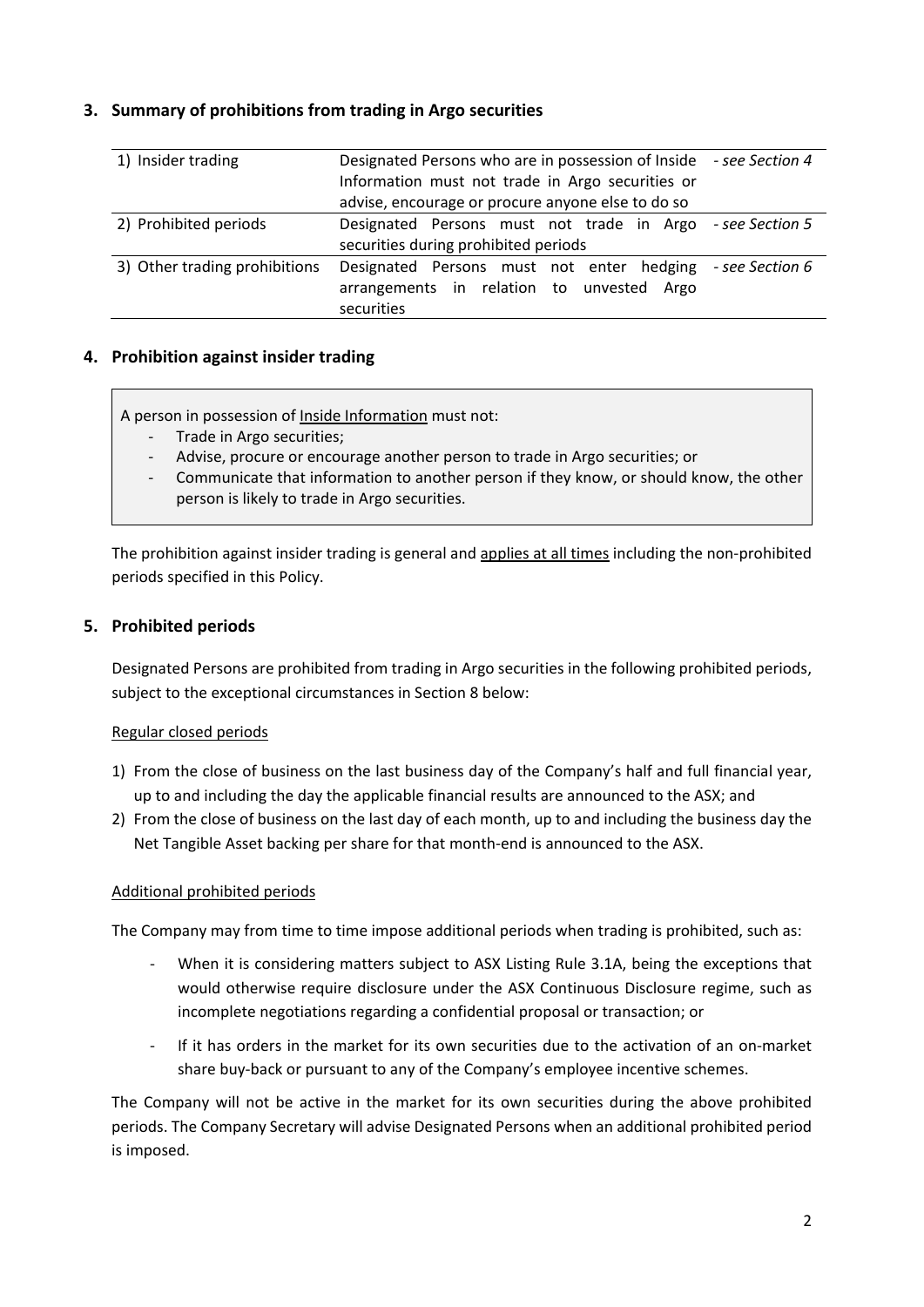## 3. Summary of prohibitions from trading in Argo securities

| | | |
|---|---|---|
| 1) Insider trading | Designated Persons who are in possession of Inside Information must not trade in Argo securities or advise, encourage or procure anyone else to do so | *- see Section 4* |
| 2) Prohibited periods | Designated Persons must not trade in Argo securities during prohibited periods | *- see Section 5* |
| 3) Other trading prohibitions | Designated Persons must not enter hedging arrangements in relation to unvested Argo securities | *- see Section 6* |

## 4. Prohibition against insider trading

A person in possession of Inside Information must not:

- Trade in Argo securities;
- Advise, procure or encourage another person to trade in Argo securities; or
- Communicate that information to another person if they know, or should know, the other person is likely to trade in Argo securities.

The prohibition against insider trading is general and applies at all times including the non-prohibited periods specified in this Policy.

## 5. Prohibited periods

Designated Persons are prohibited from trading in Argo securities in the following prohibited periods, subject to the exceptional circumstances in Section 8 below:

Regular closed periods

1) From the close of business on the last business day of the Company's half and full financial year, up to and including the day the applicable financial results are announced to the ASX; and
2) From the close of business on the last day of each month, up to and including the business day the Net Tangible Asset backing per share for that month-end is announced to the ASX.

Additional prohibited periods

The Company may from time to time impose additional periods when trading is prohibited, such as:

- When it is considering matters subject to ASX Listing Rule 3.1A, being the exceptions that would otherwise require disclosure under the ASX Continuous Disclosure regime, such as incomplete negotiations regarding a confidential proposal or transaction; or
- If it has orders in the market for its own securities due to the activation of an on-market share buy-back or pursuant to any of the Company's employee incentive schemes.

The Company will not be active in the market for its own securities during the above prohibited periods. The Company Secretary will advise Designated Persons when an additional prohibited period is imposed.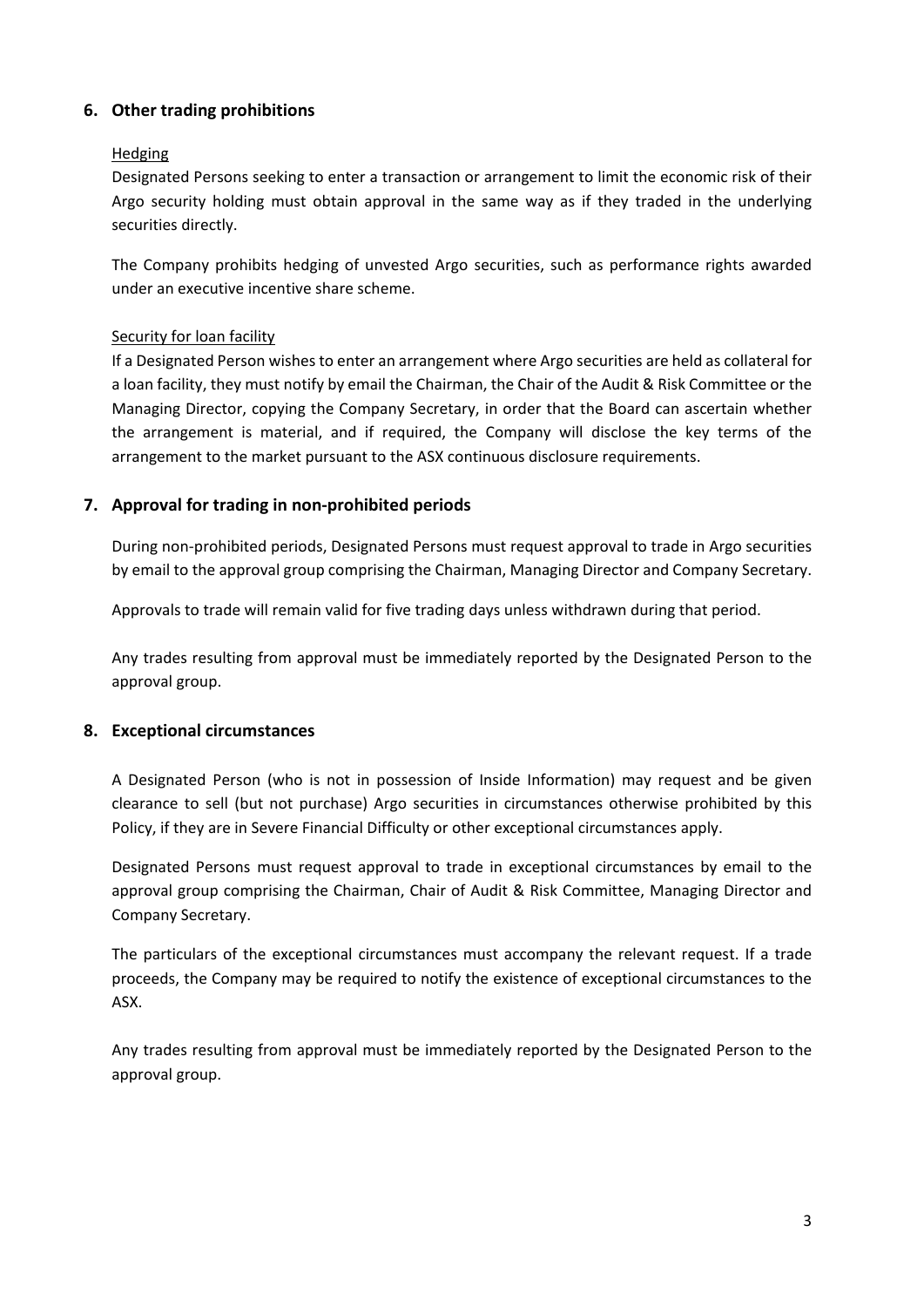## 6. Other trading prohibitions

<u>Hedging</u>

Designated Persons seeking to enter a transaction or arrangement to limit the economic risk of their Argo security holding must obtain approval in the same way as if they traded in the underlying securities directly.

The Company prohibits hedging of unvested Argo securities, such as performance rights awarded under an executive incentive share scheme.

<u>Security for loan facility</u>

If a Designated Person wishes to enter an arrangement where Argo securities are held as collateral for a loan facility, they must notify by email the Chairman, the Chair of the Audit & Risk Committee or the Managing Director, copying the Company Secretary, in order that the Board can ascertain whether the arrangement is material, and if required, the Company will disclose the key terms of the arrangement to the market pursuant to the ASX continuous disclosure requirements.

## 7. Approval for trading in non-prohibited periods

During non-prohibited periods, Designated Persons must request approval to trade in Argo securities by email to the approval group comprising the Chairman, Managing Director and Company Secretary.

Approvals to trade will remain valid for five trading days unless withdrawn during that period.

Any trades resulting from approval must be immediately reported by the Designated Person to the approval group.

## 8. Exceptional circumstances

A Designated Person (who is not in possession of Inside Information) may request and be given clearance to sell (but not purchase) Argo securities in circumstances otherwise prohibited by this Policy, if they are in Severe Financial Difficulty or other exceptional circumstances apply.

Designated Persons must request approval to trade in exceptional circumstances by email to the approval group comprising the Chairman, Chair of Audit & Risk Committee, Managing Director and Company Secretary.

The particulars of the exceptional circumstances must accompany the relevant request. If a trade proceeds, the Company may be required to notify the existence of exceptional circumstances to the ASX.

Any trades resulting from approval must be immediately reported by the Designated Person to the approval group.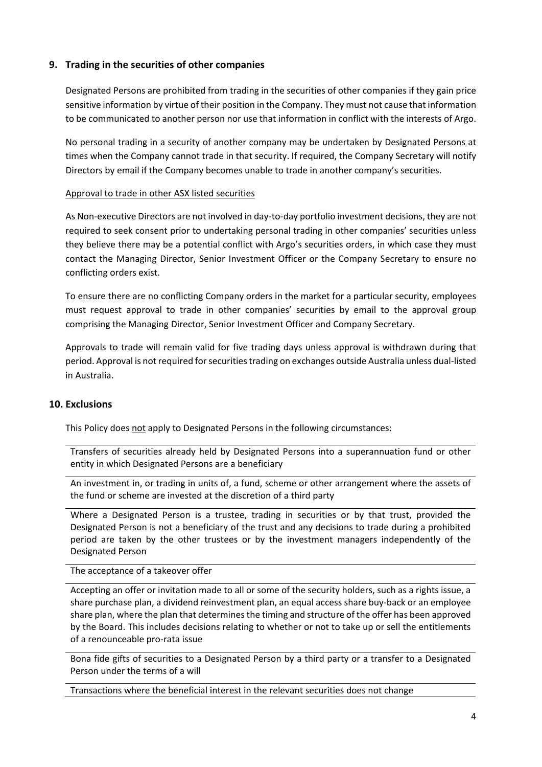## 9. Trading in the securities of other companies

Designated Persons are prohibited from trading in the securities of other companies if they gain price sensitive information by virtue of their position in the Company. They must not cause that information to be communicated to another person nor use that information in conflict with the interests of Argo.

No personal trading in a security of another company may be undertaken by Designated Persons at times when the Company cannot trade in that security. If required, the Company Secretary will notify Directors by email if the Company becomes unable to trade in another company's securities.

<u>Approval to trade in other ASX listed securities</u>

As Non-executive Directors are not involved in day-to-day portfolio investment decisions, they are not required to seek consent prior to undertaking personal trading in other companies' securities unless they believe there may be a potential conflict with Argo's securities orders, in which case they must contact the Managing Director, Senior Investment Officer or the Company Secretary to ensure no conflicting orders exist.

To ensure there are no conflicting Company orders in the market for a particular security, employees must request approval to trade in other companies' securities by email to the approval group comprising the Managing Director, Senior Investment Officer and Company Secretary.

Approvals to trade will remain valid for five trading days unless approval is withdrawn during that period. Approval is not required for securities trading on exchanges outside Australia unless dual-listed in Australia.

## 10. Exclusions

This Policy does <u>not</u> apply to Designated Persons in the following circumstances:

| |
|---|
| Transfers of securities already held by Designated Persons into a superannuation fund or other entity in which Designated Persons are a beneficiary |
| An investment in, or trading in units of, a fund, scheme or other arrangement where the assets of the fund or scheme are invested at the discretion of a third party |
| Where a Designated Person is a trustee, trading in securities or by that trust, provided the Designated Person is not a beneficiary of the trust and any decisions to trade during a prohibited period are taken by the other trustees or by the investment managers independently of the Designated Person |
| The acceptance of a takeover offer |
| Accepting an offer or invitation made to all or some of the security holders, such as a rights issue, a share purchase plan, a dividend reinvestment plan, an equal access share buy-back or an employee share plan, where the plan that determines the timing and structure of the offer has been approved by the Board. This includes decisions relating to whether or not to take up or sell the entitlements of a renounceable pro-rata issue |
| Bona fide gifts of securities to a Designated Person by a third party or a transfer to a Designated Person under the terms of a will |
| Transactions where the beneficial interest in the relevant securities does not change |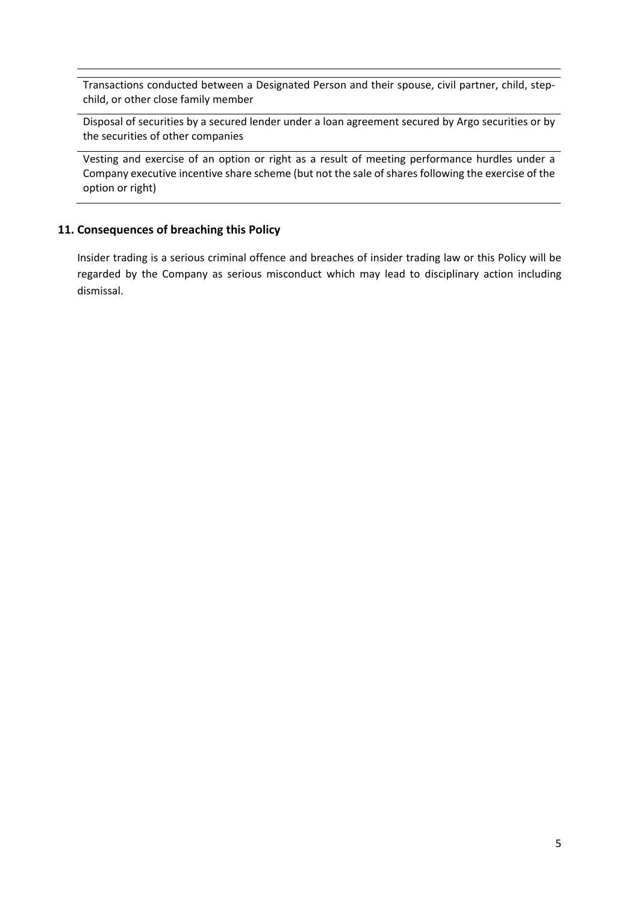| |
|---|
| Transactions conducted between a Designated Person and their spouse, civil partner, child, step-child, or other close family member |
| Disposal of securities by a secured lender under a loan agreement secured by Argo securities or by the securities of other companies |
| Vesting and exercise of an option or right as a result of meeting performance hurdles under a Company executive incentive share scheme (but not the sale of shares following the exercise of the option or right) |

## 11. Consequences of breaching this Policy

Insider trading is a serious criminal offence and breaches of insider trading law or this Policy will be regarded by the Company as serious misconduct which may lead to disciplinary action including dismissal.